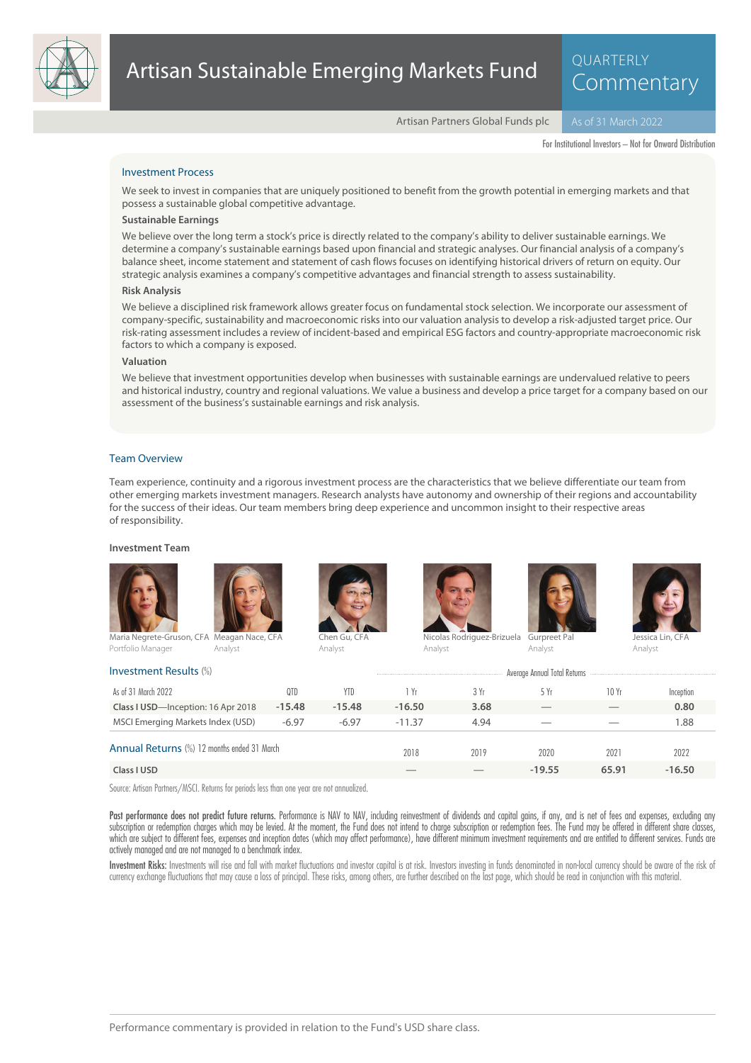# Artisan Sustainable Emerging Markets Fund

QUARTERLY Commentary

Artisan Partners Global Funds plc — As of 31 March 2022

For Institutional Investors – Not for Onward Distribution

## Investment Process

We seek to invest in companies that are uniquely positioned to benefit from the growth potential in emerging markets and that possess a sustainable global competitive advantage.

### Sustainable Earnings

We believe over the long term a stock's price is directly related to the company's ability to deliver sustainable earnings. We determine a company's sustainable earnings based upon financial and strategic analyses. Our financial analysis of a company's balance sheet, income statement and statement of cash flows focuses on identifying historical drivers of return on equity. Our strategic analysis examines a company's competitive advantages and financial strength to assess sustainability.

### Risk Analysis

We believe a disciplined risk framework allows greater focus on fundamental stock selection. We incorporate our assessment of company-specific, sustainability and macroeconomic risks into our valuation analysis to develop a risk-adjusted target price. Our risk-rating assessment includes a review of incident-based and empirical ESG factors and country-appropriate macroeconomic risk factors to which a company is exposed.

### Valuation

We believe that investment opportunities develop when businesses with sustainable earnings are undervalued relative to peers and historical industry, country and regional valuations. We value a business and develop a price target for a company based on our assessment of the business's sustainable earnings and risk analysis.

## Team Overview

Team experience, continuity and a rigorous investment process are the characteristics that we believe differentiate our team from other emerging markets investment managers. Research analysts have autonomy and ownership of their regions and accountability for the success of their ideas. Our team members bring deep experience and uncommon insight to their respective areas of responsibility.

### Investment Team

- Maria Negrete-Gruson, CFA — Portfolio Manager
- Meagan Nace, CFA — Analyst
- Chen Gu, CFA — Analyst
- Nicolas Rodriguez-Brizuela — Analyst
- Gurpreet Pal — Analyst
- Jessica Lin, CFA — Analyst

## Investment Results (%)

| As of 31 March 2022 | QTD | YTD | 1 Yr | 3 Yr | 5 Yr | 10 Yr | Inception |
|---|---|---|---|---|---|---|---|
| | | | Average Annual Total Returns | | | | |
| **Class I USD**—Inception: 16 Apr 2018 | **-15.48** | **-15.48** | **-16.50** | **3.68** | — | — | **0.80** |
| MSCI Emerging Markets Index (USD) | -6.97 | -6.97 | -11.37 | 4.94 | — | — | 1.88 |

## Annual Returns (%) 12 months ended 31 March

| | 2018 | 2019 | 2020 | 2021 | 2022 |
|---|---|---|---|---|---|
| **Class I USD** | — | — | **-19.55** | **65.91** | **-16.50** |

Source: Artisan Partners/MSCI. Returns for periods less than one year are not annualized.

**Past performance does not predict future returns.** Performance is NAV to NAV, including reinvestment of dividends and capital gains, if any, and is net of fees and expenses, excluding any subscription or redemption charges which may be levied. At the moment, the Fund does not intend to charge subscription or redemption fees. The Fund may be offered in different share classes, which are subject to different fees, expenses and inception dates (which may affect performance), have different minimum investment requirements and are entitled to different services. Funds are actively managed and are not managed to a benchmark index.

**Investment Risks:** Investments will rise and fall with market fluctuations and investor capital is at risk. Investors investing in funds denominated in non-local currency should be aware of the risk of currency exchange fluctuations that may cause a loss of principal. These risks, among others, are further described on the last page, which should be read in conjunction with this material.

Performance commentary is provided in relation to the Fund's USD share class.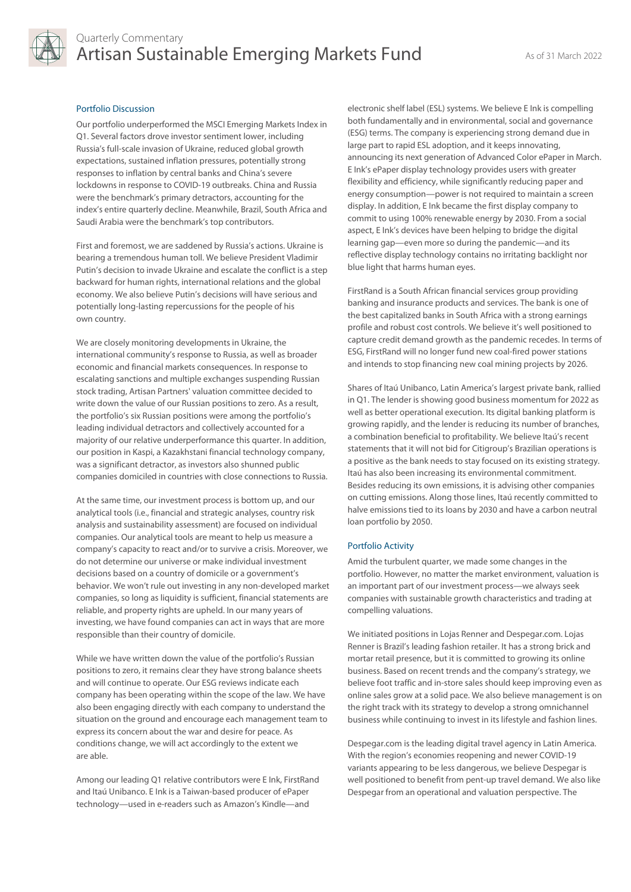## Portfolio Discussion

Our portfolio underperformed the MSCI Emerging Markets Index in Q1. Several factors drove investor sentiment lower, including Russia's full-scale invasion of Ukraine, reduced global growth expectations, sustained inflation pressures, potentially strong responses to inflation by central banks and China's severe lockdowns in response to COVID-19 outbreaks. China and Russia were the benchmark's primary detractors, accounting for the index's entire quarterly decline. Meanwhile, Brazil, South Africa and Saudi Arabia were the benchmark's top contributors.

First and foremost, we are saddened by Russia's actions. Ukraine is bearing a tremendous human toll. We believe President Vladimir Putin's decision to invade Ukraine and escalate the conflict is a step backward for human rights, international relations and the global economy. We also believe Putin's decisions will have serious and potentially long-lasting repercussions for the people of his own country.

We are closely monitoring developments in Ukraine, the international community's response to Russia, as well as broader economic and financial markets consequences. In response to escalating sanctions and multiple exchanges suspending Russian stock trading, Artisan Partners' valuation committee decided to write down the value of our Russian positions to zero. As a result, the portfolio's six Russian positions were among the portfolio's leading individual detractors and collectively accounted for a majority of our relative underperformance this quarter. In addition, our position in Kaspi, a Kazakhstani financial technology company, was a significant detractor, as investors also shunned public companies domiciled in countries with close connections to Russia.

At the same time, our investment process is bottom up, and our analytical tools (i.e., financial and strategic analyses, country risk analysis and sustainability assessment) are focused on individual companies. Our analytical tools are meant to help us measure a company's capacity to react and/or to survive a crisis. Moreover, we do not determine our universe or make individual investment decisions based on a country of domicile or a government's behavior. We won't rule out investing in any non-developed market companies, so long as liquidity is sufficient, financial statements are reliable, and property rights are upheld. In our many years of investing, we have found companies can act in ways that are more responsible than their country of domicile.

While we have written down the value of the portfolio's Russian positions to zero, it remains clear they have strong balance sheets and will continue to operate. Our ESG reviews indicate each company has been operating within the scope of the law. We have also been engaging directly with each company to understand the situation on the ground and encourage each management team to express its concern about the war and desire for peace. As conditions change, we will act accordingly to the extent we are able.

Among our leading Q1 relative contributors were E Ink, FirstRand and Itaú Unibanco. E Ink is a Taiwan-based producer of ePaper technology—used in e-readers such as Amazon's Kindle—and electronic shelf label (ESL) systems. We believe E Ink is compelling both fundamentally and in environmental, social and governance (ESG) terms. The company is experiencing strong demand due in large part to rapid ESL adoption, and it keeps innovating, announcing its next generation of Advanced Color ePaper in March. E Ink's ePaper display technology provides users with greater flexibility and efficiency, while significantly reducing paper and energy consumption—power is not required to maintain a screen display. In addition, E Ink became the first display company to commit to using 100% renewable energy by 2030. From a social aspect, E Ink's devices have been helping to bridge the digital learning gap—even more so during the pandemic—and its reflective display technology contains no irritating backlight nor blue light that harms human eyes.

FirstRand is a South African financial services group providing banking and insurance products and services. The bank is one of the best capitalized banks in South Africa with a strong earnings profile and robust cost controls. We believe it's well positioned to capture credit demand growth as the pandemic recedes. In terms of ESG, FirstRand will no longer fund new coal-fired power stations and intends to stop financing new coal mining projects by 2026.

Shares of Itaú Unibanco, Latin America's largest private bank, rallied in Q1. The lender is showing good business momentum for 2022 as well as better operational execution. Its digital banking platform is growing rapidly, and the lender is reducing its number of branches, a combination beneficial to profitability. We believe Itaú's recent statements that it will not bid for Citigroup's Brazilian operations is a positive as the bank needs to stay focused on its existing strategy. Itaú has also been increasing its environmental commitment. Besides reducing its own emissions, it is advising other companies on cutting emissions. Along those lines, Itaú recently committed to halve emissions tied to its loans by 2030 and have a carbon neutral loan portfolio by 2050.

## Portfolio Activity

Amid the turbulent quarter, we made some changes in the portfolio. However, no matter the market environment, valuation is an important part of our investment process—we always seek companies with sustainable growth characteristics and trading at compelling valuations.

We initiated positions in Lojas Renner and Despegar.com. Lojas Renner is Brazil's leading fashion retailer. It has a strong brick and mortar retail presence, but it is committed to growing its online business. Based on recent trends and the company's strategy, we believe foot traffic and in-store sales should keep improving even as online sales grow at a solid pace. We also believe management is on the right track with its strategy to develop a strong omnichannel business while continuing to invest in its lifestyle and fashion lines.

Despegar.com is the leading digital travel agency in Latin America. With the region's economies reopening and newer COVID-19 variants appearing to be less dangerous, we believe Despegar is well positioned to benefit from pent-up travel demand. We also like Despegar from an operational and valuation perspective. The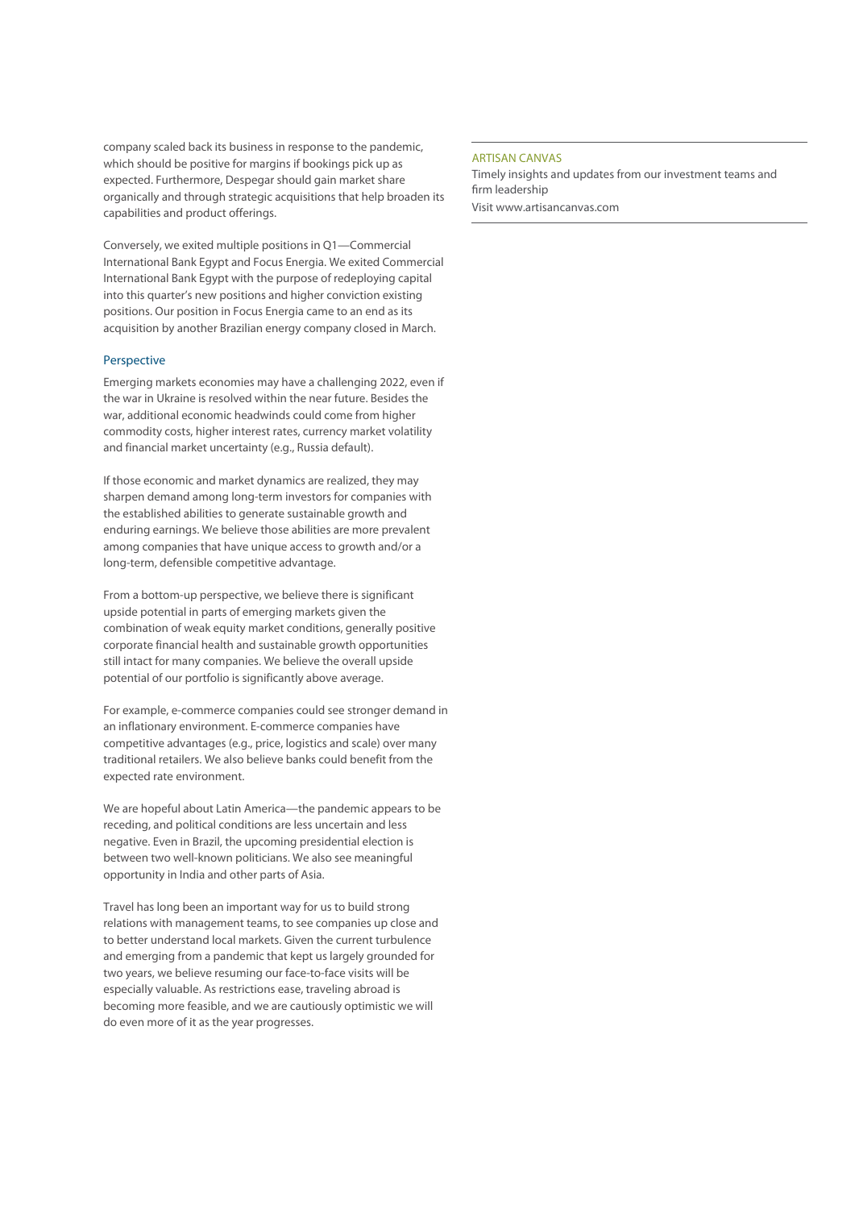company scaled back its business in response to the pandemic, which should be positive for margins if bookings pick up as expected. Furthermore, Despegar should gain market share organically and through strategic acquisitions that help broaden its capabilities and product offerings.

Conversely, we exited multiple positions in Q1—Commercial International Bank Egypt and Focus Energia. We exited Commercial International Bank Egypt with the purpose of redeploying capital into this quarter's new positions and higher conviction existing positions. Our position in Focus Energia came to an end as its acquisition by another Brazilian energy company closed in March.

## Perspective

Emerging markets economies may have a challenging 2022, even if the war in Ukraine is resolved within the near future. Besides the war, additional economic headwinds could come from higher commodity costs, higher interest rates, currency market volatility and financial market uncertainty (e.g., Russia default).

If those economic and market dynamics are realized, they may sharpen demand among long-term investors for companies with the established abilities to generate sustainable growth and enduring earnings. We believe those abilities are more prevalent among companies that have unique access to growth and/or a long-term, defensible competitive advantage.

From a bottom-up perspective, we believe there is significant upside potential in parts of emerging markets given the combination of weak equity market conditions, generally positive corporate financial health and sustainable growth opportunities still intact for many companies. We believe the overall upside potential of our portfolio is significantly above average.

For example, e-commerce companies could see stronger demand in an inflationary environment. E-commerce companies have competitive advantages (e.g., price, logistics and scale) over many traditional retailers. We also believe banks could benefit from the expected rate environment.

We are hopeful about Latin America—the pandemic appears to be receding, and political conditions are less uncertain and less negative. Even in Brazil, the upcoming presidential election is between two well-known politicians. We also see meaningful opportunity in India and other parts of Asia.

Travel has long been an important way for us to build strong relations with management teams, to see companies up close and to better understand local markets. Given the current turbulence and emerging from a pandemic that kept us largely grounded for two years, we believe resuming our face-to-face visits will be especially valuable. As restrictions ease, traveling abroad is becoming more feasible, and we are cautiously optimistic we will do even more of it as the year progresses.

ARTISAN CANVAS

Timely insights and updates from our investment teams and firm leadership

Visit www.artisancanvas.com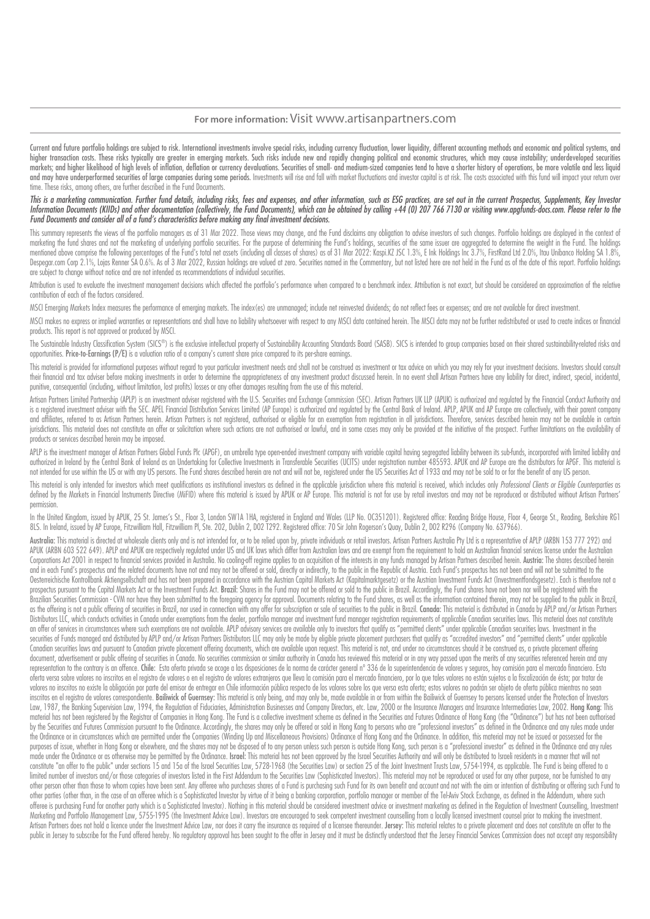**For more information:** Visit www.artisanpartners.com

Current and future portfolio holdings are subject to risk. International investments involve special risks, including currency fluctuation, lower liquidity, different accounting methods and economic and political systems, and higher transaction costs. These risks typically are greater in emerging markets. Such risks include new and rapidly changing political and economic structures, which may cause instability; underdeveloped securities markets; and higher likelihood of high levels of inflation, deflation or currency devaluations. Securities of small- and medium-sized companies tend to have a shorter history of operations, be more volatile and less liquid and may have underperformed securities of large companies during some periods. Investments will rise and fall with market fluctuations and investor capital is at risk. The costs associated with this fund will impact your return over time. These risks, among others, are further described in the Fund Documents.

*This is a marketing communication. Further fund details, including risks, fees and expenses, and other information, such as ESG practices, are set out in the current Prospectus, Supplements, Key Investor Information Documents (KIIDs) and other documentation (collectively, the Fund Documents), which can be obtained by calling +44 (0) 207 766 7130 or visiting www.apgfunds-docs.com. Please refer to the Fund Documents and consider all of a fund's characteristics before making any final investment decisions.*

This summary represents the views of the portfolio managers as of 31 Mar 2022. Those views may change, and the Fund disclaims any obligation to advise investors of such changes. Portfolio holdings are displayed in the context of marketing the fund shares and not the marketing of underlying portfolio securities. For the purpose of determining the Fund's holdings, securities of the same issuer are aggregated to determine the weight in the Fund. The holdings mentioned above comprise the following percentages of the Fund's total net assets (including all classes of shares) as of 31 Mar 2022: Kaspi.KZ JSC 1.3%, E Ink Holdings Inc 3.7%, FirstRand Ltd 2.0%, Itau Unibanco Holding SA 1.8%, Despegar.com Corp 2.1%, Lojas Renner SA 0.6%. As of 3 Mar 2022, Russian holdings are valued at zero. Securities named in the Commentary, but not listed here are not held in the Fund as of the date of this report. Portfolio holdings are subject to change without notice and are not intended as recommendations of individual securities.

Attribution is used to evaluate the investment management decisions which affected the portfolio's performance when compared to a benchmark index. Attribution is not exact, but should be considered an approximation of the relative contribution of each of the factors considered.

MSCI Emerging Markets Index measures the performance of emerging markets. The index(es) are unmanaged; include net reinvested dividends; do not reflect fees or expenses; and are not available for direct investment.

MSCI makes no express or implied warranties or representations and shall have no liability whatsoever with respect to any MSCI data contained herein. The MSCI data may not be further redistributed or used to create indices or financial products. This report is not approved or produced by MSCI.

The Sustainable Industry Classification System (SICS®) is the exclusive intellectual property of Sustainability Accounting Standards Board (SASB). SICS is intended to group companies based on their shared sustainability-related risks and opportunities. **Price-to-Earnings (P/E)** is a valuation ratio of a company's current share price compared to its per-share earnings.

This material is provided for informational purposes without regard to your particular investment needs and shall not be construed as investment or tax advice on which you may rely for your investment decisions. Investors should consult their financial and tax adviser before making investments in order to determine the appropriateness of any investment product discussed herein. In no event shall Artisan Partners have any liability for direct, indirect, special, incidental, punitive, consequential (including, without limitation, lost profits) losses or any other damages resulting from the use of this material.

Artisan Partners Limited Partnership (APLP) is an investment adviser registered with the U.S. Securities and Exchange Commission (SEC). Artisan Partners UK LLP (APUK) is authorized and regulated by the Financial Conduct Authority and is a registered investment adviser with the SEC. APEL Financial Distribution Services Limited (AP Europe) is authorized and regulated by the Central Bank of Ireland. APLP, APUK and AP Europe are collectively, with their parent company and affiliates, referred to as Artisan Partners herein. Artisan Partners is not registered, authorised or eligible for an exemption from registration in all jurisdictions. Therefore, services described herein may not be available in certain jurisdictions. This material does not constitute an offer or solicitation where such actions are not authorised or lawful, and in some cases may only be provided at the initiative of the prospect. Further limitations on the availability of products or services described herein may be imposed.

APLP is the investment manager of Artisan Partners Global Funds Plc (APGF), an umbrella type open-ended investment company with variable capital having segregated liability between its sub-funds, incorporated with limited liability and authorized in Ireland by the Central Bank of Ireland as an Undertaking for Collective Investments in Transferable Securities (UCITS) under registration number 485593. APUK and AP Europe are the distributors for APGF. This material is not intended for use within the US or with any US persons. The Fund shares described herein are not and will not be, registered under the US Securities Act of 1933 and may not be sold to or for the benefit of any US person.

This material is only intended for investors which meet qualifications as institutional investors as defined in the applicable jurisdiction where this material is received, which includes only *Professional Clients or Eligible Counterparties* as defined by the Markets in Financial Instruments Directive (MiFID) where this material is issued by APUK or AP Europe. This material is not for use by retail investors and may not be reproduced or distributed without Artisan Partners' permission.

In the United Kingdom, issued by APUK, 25 St. James's St., Floor 3, London SW1A 1HA, registered in England and Wales (LLP No. OC351201). Registered office: Reading Bridge House, Floor 4, George St., Reading, Berkshire RG1 8LS. In Ireland, issued by AP Europe, Fitzwilliam Hall, Fitzwilliam Pl, Ste. 202, Dublin 2, D02 T292. Registered office: 70 Sir John Rogerson's Quay, Dublin 2, D02 R296 (Company No. 637966).

**Australia:** This material is directed at wholesale clients only and is not intended for, or to be relied upon by, private individuals or retail investors. Artisan Partners Australia Pty Ltd is a representative of APLP (ARBN 153 777 292) and APUK (ARBN 603 522 649). APLP and APUK are respectively regulated under US and UK laws which differ from Australian laws and are exempt from the requirement to hold an Australian financial services license under the Australian Corporations Act 2001 in respect to financial services provided in Australia. No cooling-off regime applies to an acquisition of the interests in any funds managed by Artisan Partners described herein. **Austria:** The shares described herein and in each Fund's prospectus and the related documents have not and may not be offered or sold, directly or indirectly, to the public in the Republic of Austria. Each Fund's prospectus has not been and will not be submitted to the Oesterreichische Kontrollbank Aktiengesellschaft and has not been prepared in accordance with the Austrian Capital Markets Act (Kapitalmarktgesetz) or the Austrian Investment Funds Act (Investmentfondsgesetz). Each is therefore not a prospectus pursuant to the Capital Markets Act or the Investment Funds Act. **Brazil:** Shares in the Fund may not be offered or sold to the public in Brazil. Accordingly, the Fund shares have not been nor will be registered with the Brazilian Securities Commission - CVM nor have they been submitted to the foregoing agency for approval. Documents relating to the Fund shares, as well as the information contained therein, may not be supplied to the public in Brazil, as the offering is not a public offering of securities in Brazil, nor used in connection with any offer for subscription or sale of securities to the public in Brazil. **Canada:** This material is distributed in Canada by APLP and/or Artisan Partners Distributors LLC, which conducts activities in Canada under exemptions from the dealer, portfolio manager and investment fund manager registration requirements of applicable Canadian securities laws. This material does not constitute an offer of services in circumstances where such exemptions are not available. APLP advisory services are available only to investors that qualify as "permitted clients" under applicable Canadian securities laws. Investment in the securities of Funds managed and distributed by APLP and/or Artisan Partners Distributors LLC may only be made by eligible private placement purchasers that qualify as "accredited investors" and "permitted clients" under applicable Canadian securities laws and pursuant to Canadian private placement offering documents, which are available upon request. This material is not, and under no circumstances should it be construed as, a private placement offering document, advertisement or public offering of securities in Canada. No securities commission or similar authority in Canada has reviewed this material or in any way passed upon the merits of any securities referenced herein and any representation to the contrary is an offence. **Chile:** Esta oferta privada se acoge a las disposiciones de la norma de carácter general n° 336 de la superintendencia de valores y seguros, hoy comisión para el mercado financiero. Esta oferta versa sobre valores no inscritos en el registro de valores o en el registro de valores extranjeros que lleva la comisión para el mercado financiero, por lo que tales valores no están sujetos a la fiscalización de ésta; por tratar de valores no inscritos no existe la obligación por parte del emisor de entregar en Chile información pública respecto de los valores sobre los que versa esta oferta; estos valores no podrán ser objeto de oferta pública mientras no sean inscritos en el registro de valores correspondiente. **Bailiwick of Guernsey:** This material is only being, and may only be, made available in or from within the Bailiwick of Guernsey to persons licensed under the Protection of Investors Law, 1987, the Banking Supervision Law, 1994, the Regulation of Fiduciaries, Administration Businesses and Company Directors, etc. Law, 2000 or the Insurance Managers and Insurance Intermediaries Law, 2002. **Hong Kong:** This material has not been registered by the Registrar of Companies in Hong Kong. The Fund is a collective investment scheme as defined in the Securities and Futures Ordinance of Hong Kong (the "Ordinance") but has not been authorised by the Securities and Futures Commission pursuant to the Ordinance. Accordingly, the shares may only be offered or sold in Hong Kong to persons who are "professional investors" as defined in the Ordinance and any rules made under the Ordinance or in circumstances which are permitted under the Companies (Winding Up and Miscellaneous Provisions) Ordinance of Hong Kong and the Ordinance. In addition, this material may not be issued or possessed for the purposes of issue, whether in Hong Kong or elsewhere, and the shares may not be disposed of to any person unless such person is outside Hong Kong, such person is a "professional investor" as defined in the Ordinance and any rules made under the Ordinance or as otherwise may be permitted by the Ordinance. **Israel:** This material has not been approved by the Israel Securities Authority and will only be distributed to Israeli residents in a manner that will not constitute "an offer to the public" under sections 15 and 15a of the Israel Securities Law, 5728-1968 (the Securities Law) or section 25 of the Joint Investment Trusts Law, 5754-1994, as applicable. The Fund is being offered to a limited number of investors and/or those categories of investors listed in the First Addendum to the Securities Law (Sophisticated Investors). This material may not be reproduced or used for any other purpose, nor be furnished to any other person other than those to whom copies have been sent. Any offeree who purchases shares of a Fund is purchasing such Fund for its own benefit and account and not with the aim or intention of distributing or offering such Fund to other parties (other than, in the case of an offeree which is a Sophisticated Investor by virtue of it being a banking corporation, portfolio manager or member of the Tel-Aviv Stock Exchange, as defined in the Addendum, where such offeree is purchasing Fund for another party which is a Sophisticated Investor). Nothing in this material should be considered investment advice or investment marketing as defined in the Regulation of Investment Counselling, Investment Marketing and Portfolio Management Law, 5755-1995 (the Investment Advice Law). Investors are encouraged to seek competent investment counselling from a locally licensed investment counsel prior to making the investment. Artisan Partners does not hold a licence under the Investment Advice Law, nor does it carry the insurance as required of a licensee thereunder. **Jersey:** This material relates to a private placement and does not constitute an offer to the public in Jersey to subscribe for the Fund offered hereby. No regulatory approval has been sought to the offer in Jersey and it must be distinctly understood that the Jersey Financial Services Commission does not accept any responsibility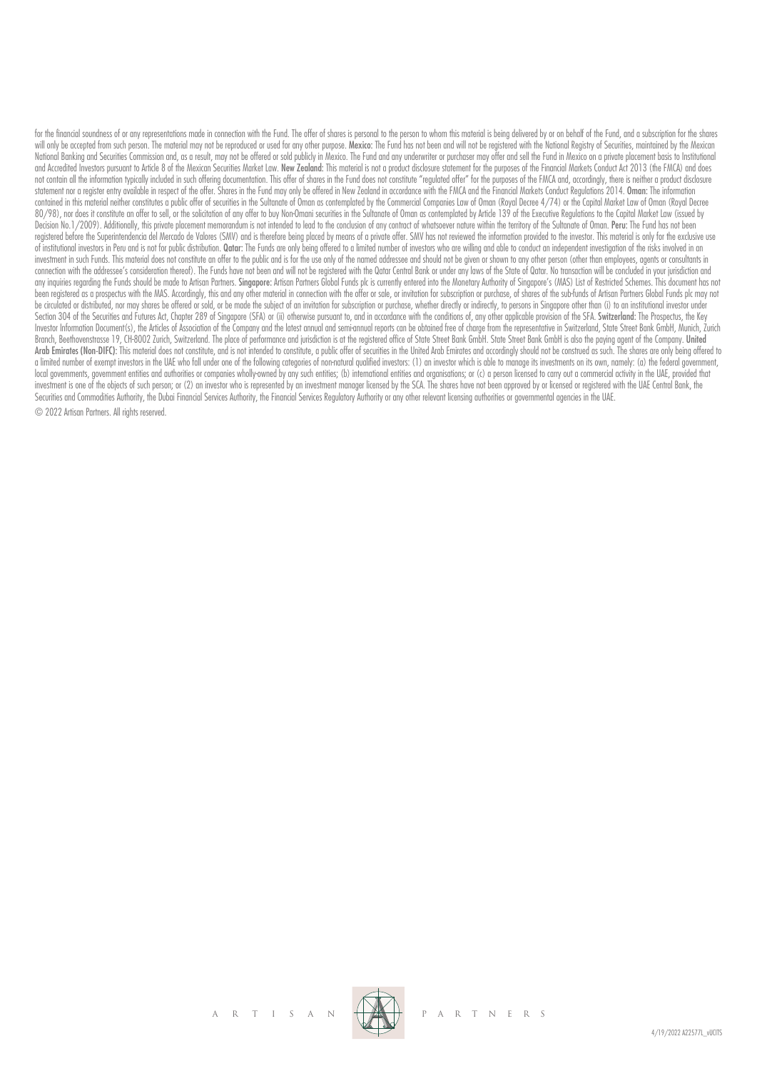for the financial soundness of or any representations made in connection with the Fund. The offer of shares is personal to the person to whom this material is being delivered by or on behalf of the Fund, and a subscription for the shares will only be accepted from such person. The material may not be reproduced or used for any other purpose. **Mexico:** The Fund has not been and will not be registered with the National Registry of Securities, maintained by the Mexican National Banking and Securities Commission and, as a result, may not be offered or sold publicly in Mexico. The Fund and any underwriter or purchaser may offer and sell the Fund in Mexico on a private placement basis to Institutional and Accredited Investors pursuant to Article 8 of the Mexican Securities Market Law. **New Zealand:** This material is not a product disclosure statement for the purposes of the Financial Markets Conduct Act 2013 (the FMCA) and does not contain all the information typically included in such offering documentation. This offer of shares in the Fund does not constitute "regulated offer" for the purposes of the FMCA and, accordingly, there is neither a product disclosure statement nor a register entry available in respect of the offer. Shares in the Fund may only be offered in New Zealand in accordance with the FMCA and the Financial Markets Conduct Regulations 2014. **Oman:** The information contained in this material neither constitutes a public offer of securities in the Sultanate of Oman as contemplated by the Commercial Companies Law of Oman (Royal Decree 4/74) or the Capital Market Law of Oman (Royal Decree 80/98), nor does it constitute an offer to sell, or the solicitation of any offer to buy Non-Omani securities in the Sultanate of Oman as contemplated by Article 139 of the Executive Regulations to the Capital Market Law (issued by Decision No.1/2009). Additionally, this private placement memorandum is not intended to lead to the conclusion of any contract of whatsoever nature within the territory of the Sultanate of Oman. **Peru:** The Fund has not been registered before the Superintendencia del Mercado de Valores (SMV) and is therefore being placed by means of a private offer. SMV has not reviewed the information provided to the investor. This material is only for the exclusive use of institutional investors in Peru and is not for public distribution. **Qatar:** The Funds are only being offered to a limited number of investors who are willing and able to conduct an independent investigation of the risks involved in an investment in such Funds. This material does not constitute an offer to the public and is for the use only of the named addressee and should not be given or shown to any other person (other than employees, agents or consultants in connection with the addressee's consideration thereof). The Funds have not been and will not be registered with the Qatar Central Bank or under any laws of the State of Qatar. No transaction will be concluded in your jurisdiction and any inquiries regarding the Funds should be made to Artisan Partners. **Singapore:** Artisan Partners Global Funds plc is currently entered into the Monetary Authority of Singapore's (MAS) List of Restricted Schemes. This document has not been registered as a prospectus with the MAS. Accordingly, this and any other material in connection with the offer or sale, or invitation for subscription or purchase, of shares of the sub-funds of Artisan Partners Global Funds plc may not be circulated or distributed, nor may shares be offered or sold, or be made the subject of an invitation for subscription or purchase, whether directly or indirectly, to persons in Singapore other than (i) to an institutional investor under Section 304 of the Securities and Futures Act, Chapter 289 of Singapore (SFA) or (ii) otherwise pursuant to, and in accordance with the conditions of, any other applicable provision of the SFA. **Switzerland:** The Prospectus, the Key Investor Information Document(s), the Articles of Association of the Company and the latest annual and semi-annual reports can be obtained free of charge from the representative in Switzerland, State Street Bank GmbH, Munich, Zurich Branch, Beethovenstrasse 19, CH-8002 Zurich, Switzerland. The place of performance and jurisdiction is at the registered office of State Street Bank GmbH. State Street Bank GmbH is also the paying agent of the Company. **United Arab Emirates (Non-DIFC):** This material does not constitute, and is not intended to constitute, a public offer of securities in the United Arab Emirates and accordingly should not be construed as such. The shares are only being offered to a limited number of exempt investors in the UAE who fall under one of the following categories of non-natural qualified investors: (1) an investor which is able to manage its investments on its own, namely: (a) the federal government, local governments, government entities and authorities or companies wholly-owned by any such entities; (b) international entities and organisations; or (c) a person licensed to carry out a commercial activity in the UAE, provided that investment is one of the objects of such person; or (2) an investor who is represented by an investment manager licensed by the SCA. The shares have not been approved by or licensed or registered with the UAE Central Bank, the Securities and Commodities Authority, the Dubai Financial Services Authority, the Financial Services Regulatory Authority or any other relevant licensing authorities or governmental agencies in the UAE.

© 2022 Artisan Partners. All rights reserved.

ARTISAN PARTNERS

4/19/2022 A22577L_vUCITS